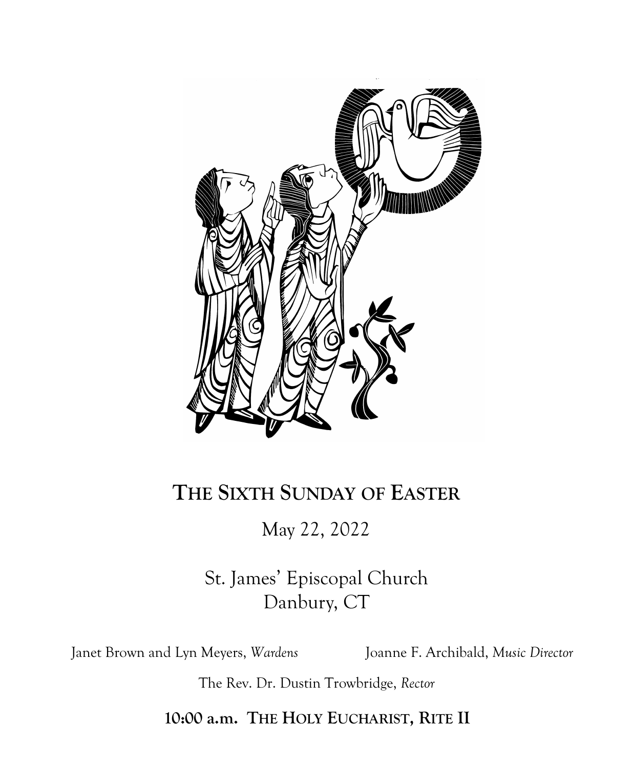# The Sixth Sunday of Easter

May 22, 2022

St. James' Episcopal Church
Danbury, CT

Janet Brown and Lyn Meyers, *Wardens*

Joanne F. Archibald, *Music Director*

The Rev. Dr. Dustin Trowbridge, *Rector*

**10:00 a.m. The Holy Eucharist, Rite II**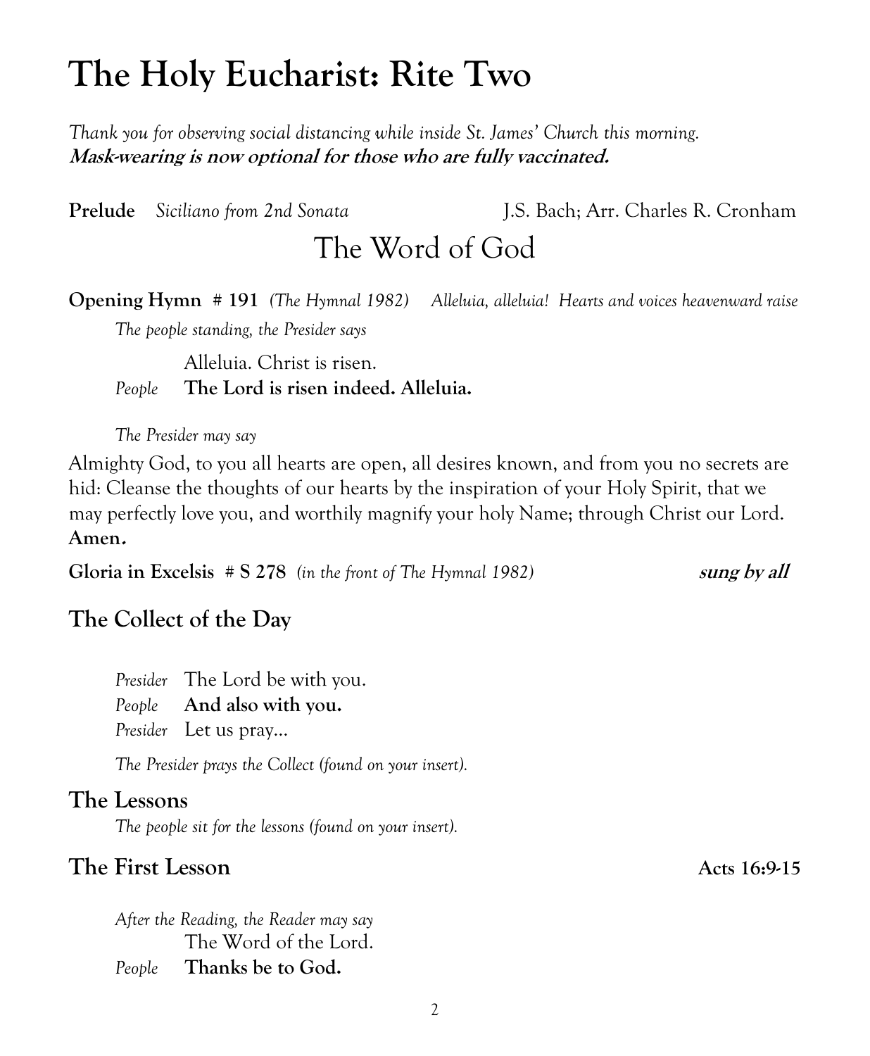# The Holy Eucharist: Rite Two

*Thank you for observing social distancing while inside St. James' Church this morning.*
***Mask-wearing is now optional for those who are fully vaccinated.***

**Prelude** *Siciliano from 2nd Sonata* J.S. Bach; Arr. Charles R. Cronham

## The Word of God

**Opening Hymn # 191** *(The Hymnal 1982) Alleluia, alleluia! Hearts and voices heavenward raise*

*The people standing, the Presider says*

Alleluia. Christ is risen.

*People* **The Lord is risen indeed. Alleluia.**

*The Presider may say*

Almighty God, to you all hearts are open, all desires known, and from you no secrets are hid: Cleanse the thoughts of our hearts by the inspiration of your Holy Spirit, that we may perfectly love you, and worthily magnify your holy Name; through Christ our Lord. **Amen.**

**Gloria in Excelsis # S 278** *(in the front of The Hymnal 1982)* ***sung by all***

### The Collect of the Day

*Presider* The Lord be with you.
*People* **And also with you.**
*Presider* Let us pray…

*The Presider prays the Collect (found on your insert).*

### The Lessons

*The people sit for the lessons (found on your insert).*

### The First Lesson **Acts 16:9-15**

*After the Reading, the Reader may say*
The Word of the Lord.
*People* **Thanks be to God.**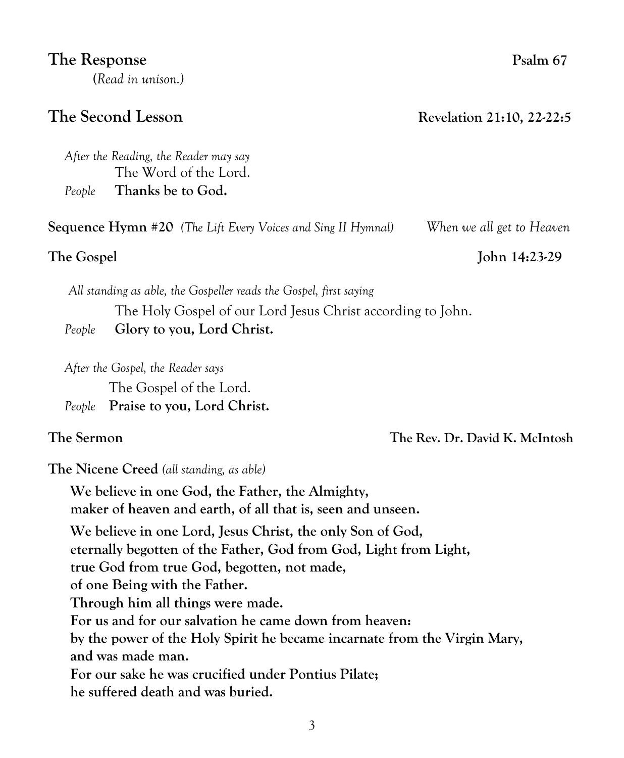**The Response** **Psalm 67**

*(Read in unison.)*

**The Second Lesson** **Revelation 21:10, 22-22:5**

*After the Reading, the Reader may say*

The Word of the Lord.

*People* **Thanks be to God.**

**Sequence Hymn #20** *(The Lift Every Voices and Sing II Hymnal)* *When we all get to Heaven*

**The Gospel** **John 14:23-29**

*All standing as able, the Gospeller reads the Gospel, first saying*

The Holy Gospel of our Lord Jesus Christ according to John.

*People* **Glory to you, Lord Christ.**

*After the Gospel, the Reader says*

The Gospel of the Lord.

*People* **Praise to you, Lord Christ.**

**The Sermon** **The Rev. Dr. David K. McIntosh**

**The Nicene Creed** *(all standing, as able)*

**We believe in one God, the Father, the Almighty,**
**maker of heaven and earth, of all that is, seen and unseen.**

**We believe in one Lord, Jesus Christ, the only Son of God,**
**eternally begotten of the Father, God from God, Light from Light,**
**true God from true God, begotten, not made,**
**of one Being with the Father.**
**Through him all things were made.**
**For us and for our salvation he came down from heaven:**
**by the power of the Holy Spirit he became incarnate from the Virgin Mary,**
**and was made man.**
**For our sake he was crucified under Pontius Pilate;**
**he suffered death and was buried.**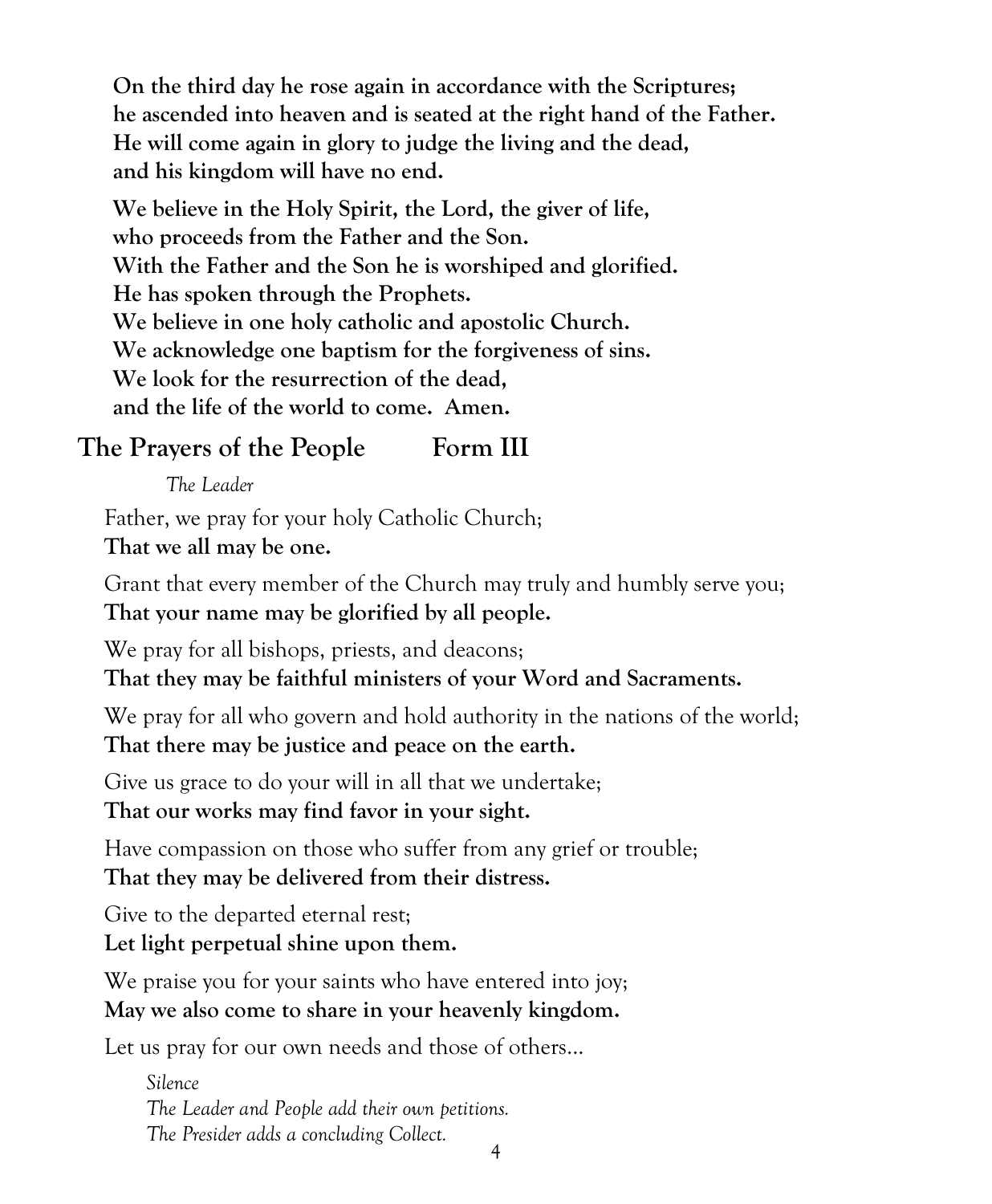**On the third day he rose again in accordance with the Scriptures;**
**he ascended into heaven and is seated at the right hand of the Father.**
**He will come again in glory to judge the living and the dead,**
**and his kingdom will have no end.**

**We believe in the Holy Spirit, the Lord, the giver of life,**
**who proceeds from the Father and the Son.**
**With the Father and the Son he is worshiped and glorified.**
**He has spoken through the Prophets.**
**We believe in one holy catholic and apostolic Church.**
**We acknowledge one baptism for the forgiveness of sins.**
**We look for the resurrection of the dead,**
**and the life of the world to come. Amen.**

## The Prayers of the People Form III

*The Leader*

Father, we pray for your holy Catholic Church;
**That we all may be one.**

Grant that every member of the Church may truly and humbly serve you;
**That your name may be glorified by all people.**

We pray for all bishops, priests, and deacons;
**That they may be faithful ministers of your Word and Sacraments.**

We pray for all who govern and hold authority in the nations of the world;
**That there may be justice and peace on the earth.**

Give us grace to do your will in all that we undertake;
**That our works may find favor in your sight.**

Have compassion on those who suffer from any grief or trouble;
**That they may be delivered from their distress.**

Give to the departed eternal rest;
**Let light perpetual shine upon them.**

We praise you for your saints who have entered into joy;
**May we also come to share in your heavenly kingdom.**

Let us pray for our own needs and those of others…

*Silence*
*The Leader and People add their own petitions.*
*The Presider adds a concluding Collect.*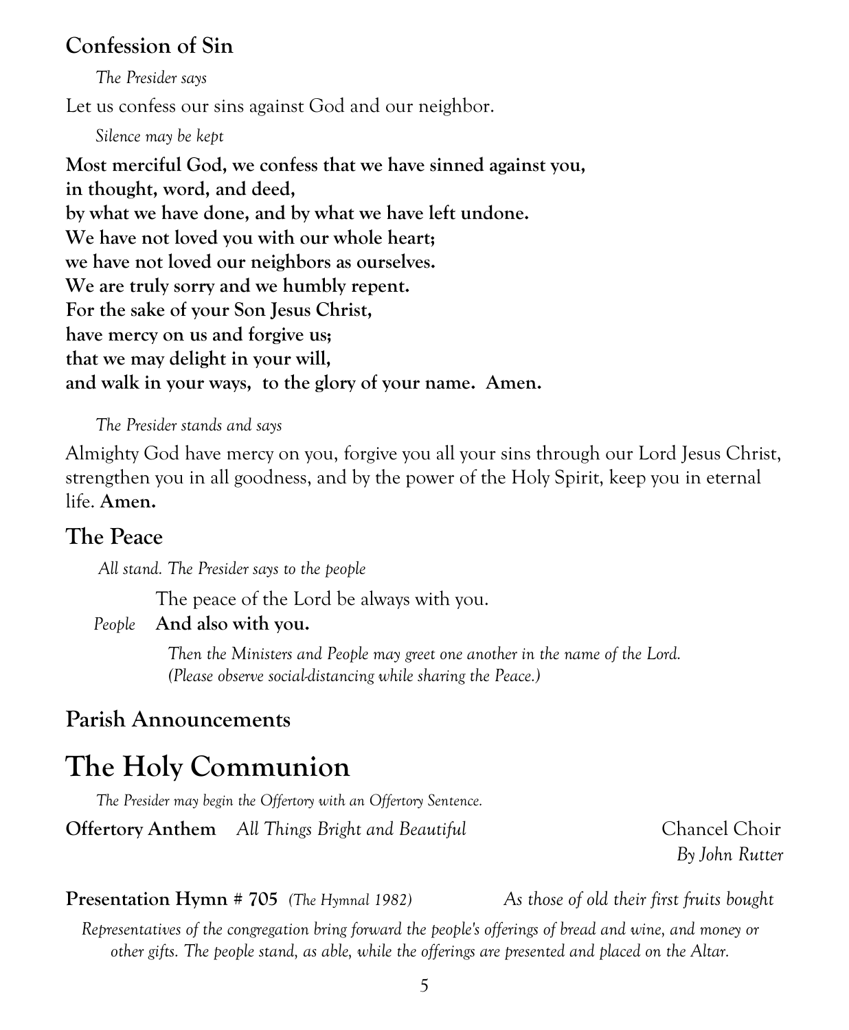## Confession of Sin

*The Presider says*

Let us confess our sins against God and our neighbor.

*Silence may be kept*

**Most merciful God, we confess that we have sinned against you,**
**in thought, word, and deed,**
**by what we have done, and by what we have left undone.**
**We have not loved you with our whole heart;**
**we have not loved our neighbors as ourselves.**
**We are truly sorry and we humbly repent.**
**For the sake of your Son Jesus Christ,**
**have mercy on us and forgive us;**
**that we may delight in your will,**
**and walk in your ways, to the glory of your name. Amen.**

*The Presider stands and says*

Almighty God have mercy on you, forgive you all your sins through our Lord Jesus Christ, strengthen you in all goodness, and by the power of the Holy Spirit, keep you in eternal life. **Amen.**

## The Peace

*All stand. The Presider says to the people*

The peace of the Lord be always with you.

*People* **And also with you.**

*Then the Ministers and People may greet one another in the name of the Lord. (Please observe social-distancing while sharing the Peace.)*

## Parish Announcements

# The Holy Communion

*The Presider may begin the Offertory with an Offertory Sentence.*

**Offertory Anthem** *All Things Bright and Beautiful* Chancel Choir
*By John Rutter*

**Presentation Hymn # 705** *(The Hymnal 1982)* *As those of old their first fruits bought*

*Representatives of the congregation bring forward the people's offerings of bread and wine, and money or other gifts. The people stand, as able, while the offerings are presented and placed on the Altar.*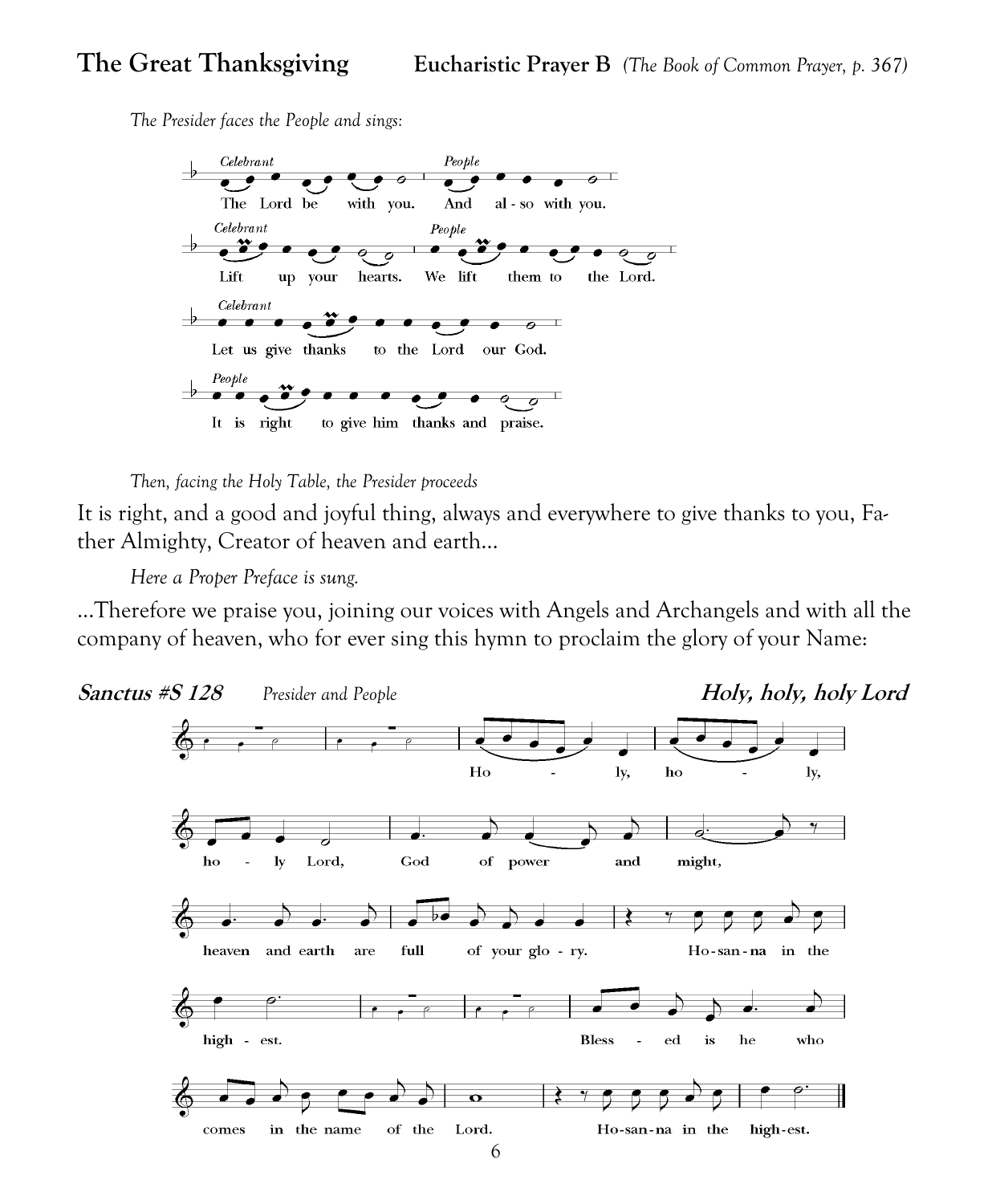## The Great Thanksgiving — Eucharistic Prayer B *(The Book of Common Prayer, p. 367)*

*The Presider faces the People and sings:*

*Celebrant* The Lord be with you. *People* And also with you.

*Celebrant* Lift up your hearts. *People* We lift them to the Lord.

*Celebrant* Let us give thanks to the Lord our God.

*People* It is right to give him thanks and praise.

*Then, facing the Holy Table, the Presider proceeds*

It is right, and a good and joyful thing, always and everywhere to give thanks to you, Father Almighty, Creator of heaven and earth...

*Here a Proper Preface is sung.*

...Therefore we praise you, joining our voices with Angels and Archangels and with all the company of heaven, who for ever sing this hymn to proclaim the glory of your Name:

**Sanctus #S 128** *Presider and People* **Holy, holy, holy Lord**

Holy, holy, holy Lord, God of power and might, heaven and earth are full of your glory. Hosanna in the highest. Blessed is he who comes in the name of the Lord. Hosanna in the highest.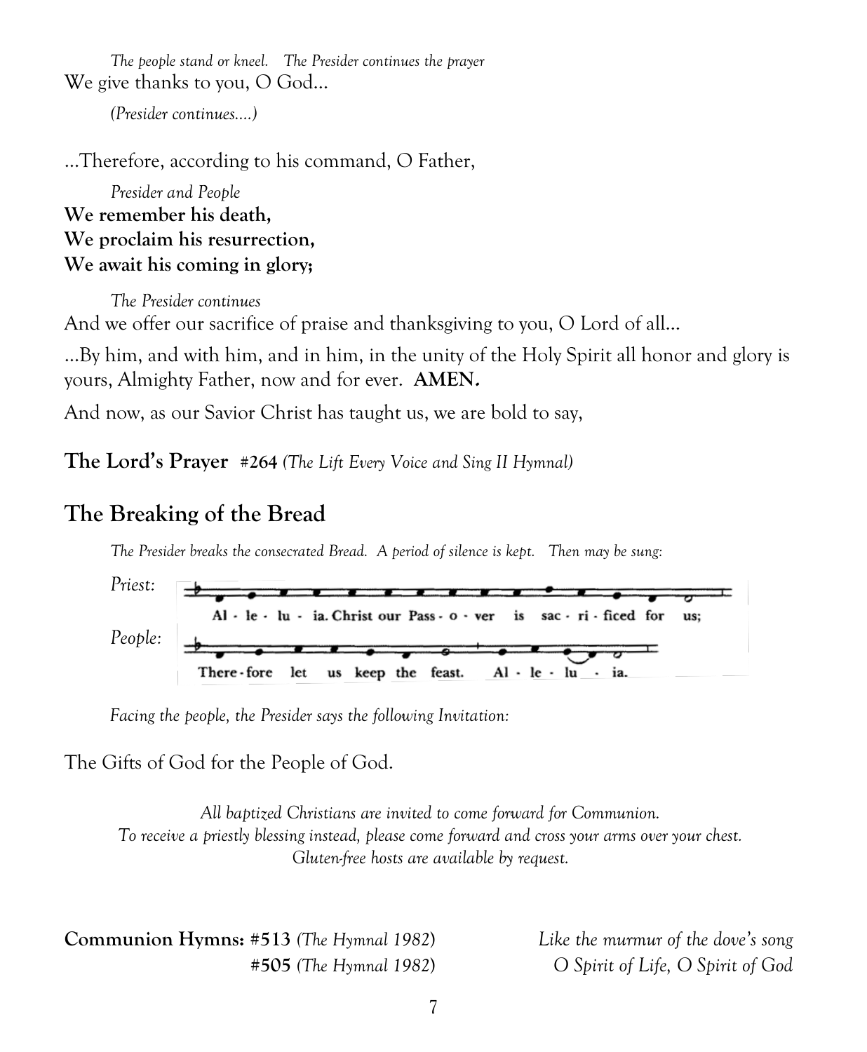*The people stand or kneel. The Presider continues the prayer*

We give thanks to you, O God...

*(Presider continues....)*

...Therefore, according to his command, O Father,

*Presider and People*

**We remember his death,**
**We proclaim his resurrection,**
**We await his coming in glory;**

*The Presider continues*

And we offer our sacrifice of praise and thanksgiving to you, O Lord of all...

...By him, and with him, and in him, in the unity of the Holy Spirit all honor and glory is yours, Almighty Father, now and for ever. **AMEN.**

And now, as our Savior Christ has taught us, we are bold to say,

**The Lord's Prayer** **#264** *(The Lift Every Voice and Sing II Hymnal)*

## The Breaking of the Bread

*The Presider breaks the consecrated Bread. A period of silence is kept. Then may be sung:*

*Priest:* Al - le - lu - ia. Christ our Pass - o - ver is sac - ri - ficed for us;

*People:* There - fore let us keep the feast. Al - le - lu - ia.

*Facing the people, the Presider says the following Invitation:*

The Gifts of God for the People of God.

*All baptized Christians are invited to come forward for Communion.*
*To receive a priestly blessing instead, please come forward and cross your arms over your chest.*
*Gluten-free hosts are available by request.*

**Communion Hymns:** **#513** *(The Hymnal 1982)* *Like the murmur of the dove's song*
**#505** *(The Hymnal 1982)* *O Spirit of Life, O Spirit of God*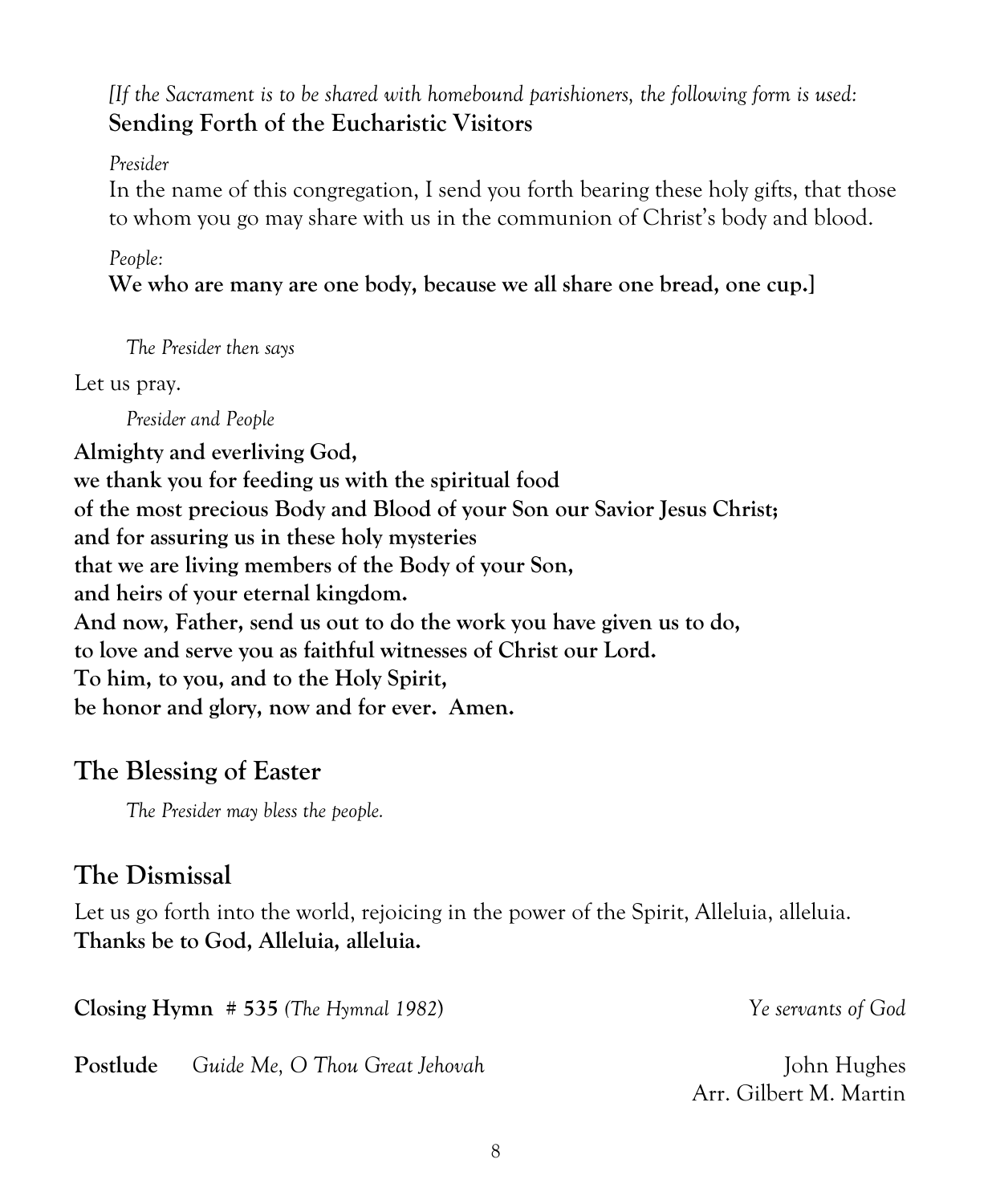*[If the Sacrament is to be shared with homebound parishioners, the following form is used:*
**Sending Forth of the Eucharistic Visitors**

*Presider*
In the name of this congregation, I send you forth bearing these holy gifts, that those to whom you go may share with us in the communion of Christ's body and blood.

*People:*
**We who are many are one body, because we all share one bread, one cup.]**

*The Presider then says*

Let us pray.

*Presider and People*

**Almighty and everliving God,**
**we thank you for feeding us with the spiritual food**
**of the most precious Body and Blood of your Son our Savior Jesus Christ;**
**and for assuring us in these holy mysteries**
**that we are living members of the Body of your Son,**
**and heirs of your eternal kingdom.**
**And now, Father, send us out to do the work you have given us to do,**
**to love and serve you as faithful witnesses of Christ our Lord.**
**To him, to you, and to the Holy Spirit,**
**be honor and glory, now and for ever. Amen.**

## The Blessing of Easter

*The Presider may bless the people.*

## The Dismissal

Let us go forth into the world, rejoicing in the power of the Spirit, Alleluia, alleluia.
**Thanks be to God, Alleluia, alleluia.**

**Closing Hymn # 535** *(The Hymnal 1982)* *Ye servants of God*

**Postlude** *Guide Me, O Thou Great Jehovah* John Hughes
Arr. Gilbert M. Martin